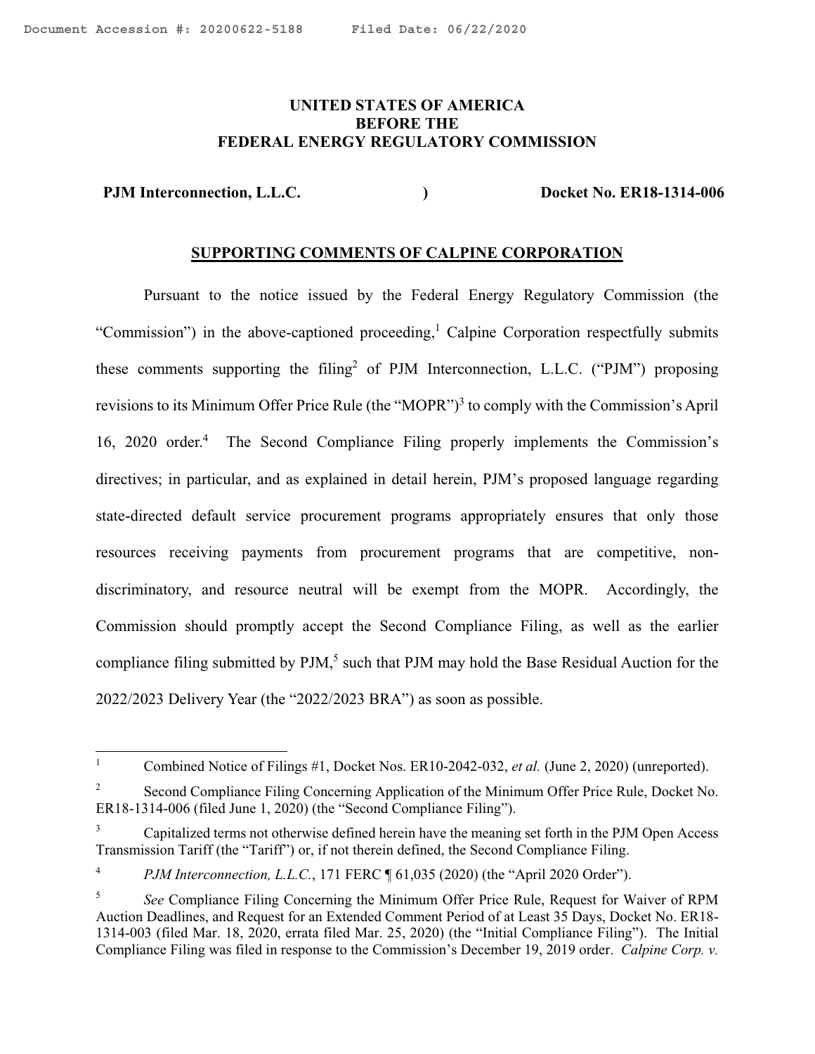UNITED STATES OF AMERICA
BEFORE THE
FEDERAL ENERGY REGULATORY COMMISSION

**PJM Interconnection, L.L.C.** ) **Docket No. ER18-1314-006**

## SUPPORTING COMMENTS OF CALPINE CORPORATION

Pursuant to the notice issued by the Federal Energy Regulatory Commission (the "Commission") in the above-captioned proceeding,[1] Calpine Corporation respectfully submits these comments supporting the filing[2] of PJM Interconnection, L.L.C. ("PJM") proposing revisions to its Minimum Offer Price Rule (the "MOPR")[3] to comply with the Commission's April 16, 2020 order.[4] The Second Compliance Filing properly implements the Commission's directives; in particular, and as explained in detail herein, PJM's proposed language regarding state-directed default service procurement programs appropriately ensures that only those resources receiving payments from procurement programs that are competitive, non-discriminatory, and resource neutral will be exempt from the MOPR. Accordingly, the Commission should promptly accept the Second Compliance Filing, as well as the earlier compliance filing submitted by PJM,[5] such that PJM may hold the Base Residual Auction for the 2022/2023 Delivery Year (the "2022/2023 BRA") as soon as possible.

---

[1] Combined Notice of Filings #1, Docket Nos. ER10-2042-032, *et al.* (June 2, 2020) (unreported).

[2] Second Compliance Filing Concerning Application of the Minimum Offer Price Rule, Docket No. ER18-1314-006 (filed June 1, 2020) (the "Second Compliance Filing").

[3] Capitalized terms not otherwise defined herein have the meaning set forth in the PJM Open Access Transmission Tariff (the "Tariff") or, if not therein defined, the Second Compliance Filing.

[4] *PJM Interconnection, L.L.C.*, 171 FERC ¶ 61,035 (2020) (the "April 2020 Order").

[5] *See* Compliance Filing Concerning the Minimum Offer Price Rule, Request for Waiver of RPM Auction Deadlines, and Request for an Extended Comment Period of at Least 35 Days, Docket No. ER18-1314-003 (filed Mar. 18, 2020, errata filed Mar. 25, 2020) (the "Initial Compliance Filing"). The Initial Compliance Filing was filed in response to the Commission's December 19, 2019 order. *Calpine Corp. v.*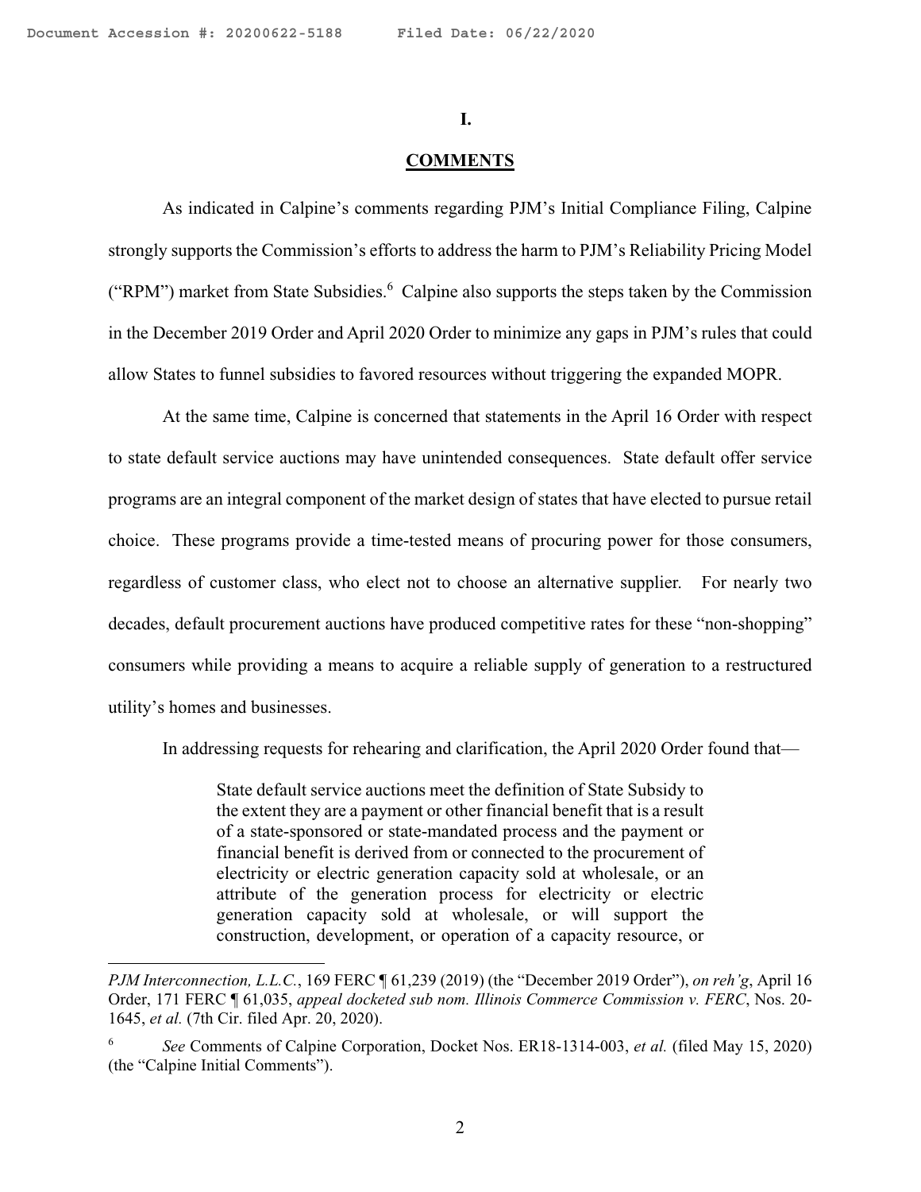# I.

## COMMENTS

As indicated in Calpine's comments regarding PJM's Initial Compliance Filing, Calpine strongly supports the Commission's efforts to address the harm to PJM's Reliability Pricing Model ("RPM") market from State Subsidies.[6] Calpine also supports the steps taken by the Commission in the December 2019 Order and April 2020 Order to minimize any gaps in PJM's rules that could allow States to funnel subsidies to favored resources without triggering the expanded MOPR.

At the same time, Calpine is concerned that statements in the April 16 Order with respect to state default service auctions may have unintended consequences. State default offer service programs are an integral component of the market design of states that have elected to pursue retail choice. These programs provide a time-tested means of procuring power for those consumers, regardless of customer class, who elect not to choose an alternative supplier. For nearly two decades, default procurement auctions have produced competitive rates for these "non-shopping" consumers while providing a means to acquire a reliable supply of generation to a restructured utility's homes and businesses.

In addressing requests for rehearing and clarification, the April 2020 Order found that—

> State default service auctions meet the definition of State Subsidy to the extent they are a payment or other financial benefit that is a result of a state-sponsored or state-mandated process and the payment or financial benefit is derived from or connected to the procurement of electricity or electric generation capacity sold at wholesale, or an attribute of the generation process for electricity or electric generation capacity sold at wholesale, or will support the construction, development, or operation of a capacity resource, or

---

*PJM Interconnection, L.L.C.*, 169 FERC ¶ 61,239 (2019) (the "December 2019 Order"), *on reh'g*, April 16 Order, 171 FERC ¶ 61,035, *appeal docketed sub nom. Illinois Commerce Commission v. FERC*, Nos. 20-1645, *et al.* (7th Cir. filed Apr. 20, 2020).

[6] *See* Comments of Calpine Corporation, Docket Nos. ER18-1314-003, *et al.* (filed May 15, 2020) (the "Calpine Initial Comments").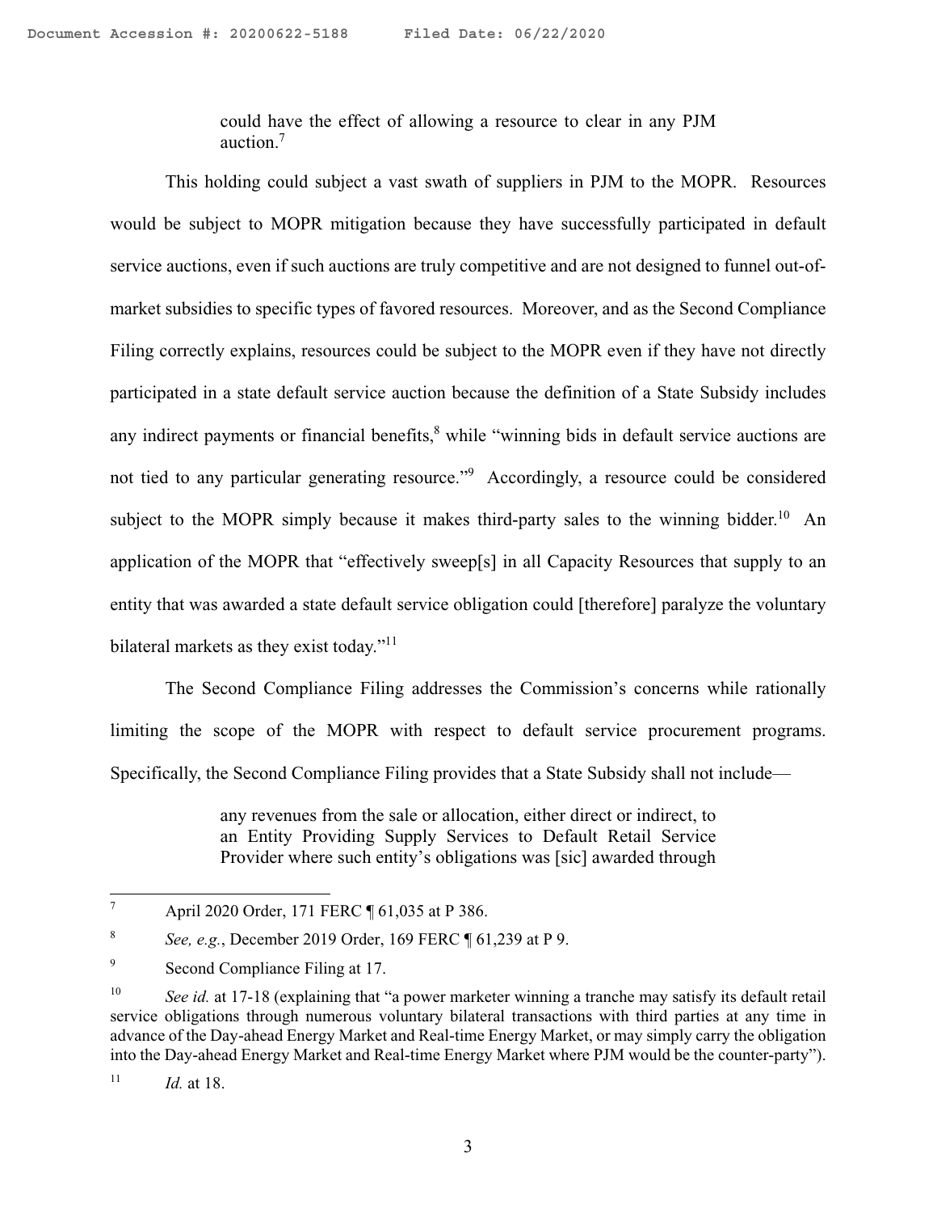> could have the effect of allowing a resource to clear in any PJM auction.[7]

This holding could subject a vast swath of suppliers in PJM to the MOPR. Resources would be subject to MOPR mitigation because they have successfully participated in default service auctions, even if such auctions are truly competitive and are not designed to funnel out-of-market subsidies to specific types of favored resources. Moreover, and as the Second Compliance Filing correctly explains, resources could be subject to the MOPR even if they have not directly participated in a state default service auction because the definition of a State Subsidy includes any indirect payments or financial benefits,[8] while "winning bids in default service auctions are not tied to any particular generating resource."[9] Accordingly, a resource could be considered subject to the MOPR simply because it makes third-party sales to the winning bidder.[10] An application of the MOPR that "effectively sweep[s] in all Capacity Resources that supply to an entity that was awarded a state default service obligation could [therefore] paralyze the voluntary bilateral markets as they exist today."[11]

The Second Compliance Filing addresses the Commission's concerns while rationally limiting the scope of the MOPR with respect to default service procurement programs. Specifically, the Second Compliance Filing provides that a State Subsidy shall not include—

> any revenues from the sale or allocation, either direct or indirect, to an Entity Providing Supply Services to Default Retail Service Provider where such entity's obligations was [sic] awarded through

---

[7] April 2020 Order, 171 FERC ¶ 61,035 at P 386.

[8] *See, e.g.*, December 2019 Order, 169 FERC ¶ 61,239 at P 9.

[9] Second Compliance Filing at 17.

[10] *See id.* at 17-18 (explaining that "a power marketer winning a tranche may satisfy its default retail service obligations through numerous voluntary bilateral transactions with third parties at any time in advance of the Day-ahead Energy Market and Real-time Energy Market, or may simply carry the obligation into the Day-ahead Energy Market and Real-time Energy Market where PJM would be the counter-party").

[11] *Id.* at 18.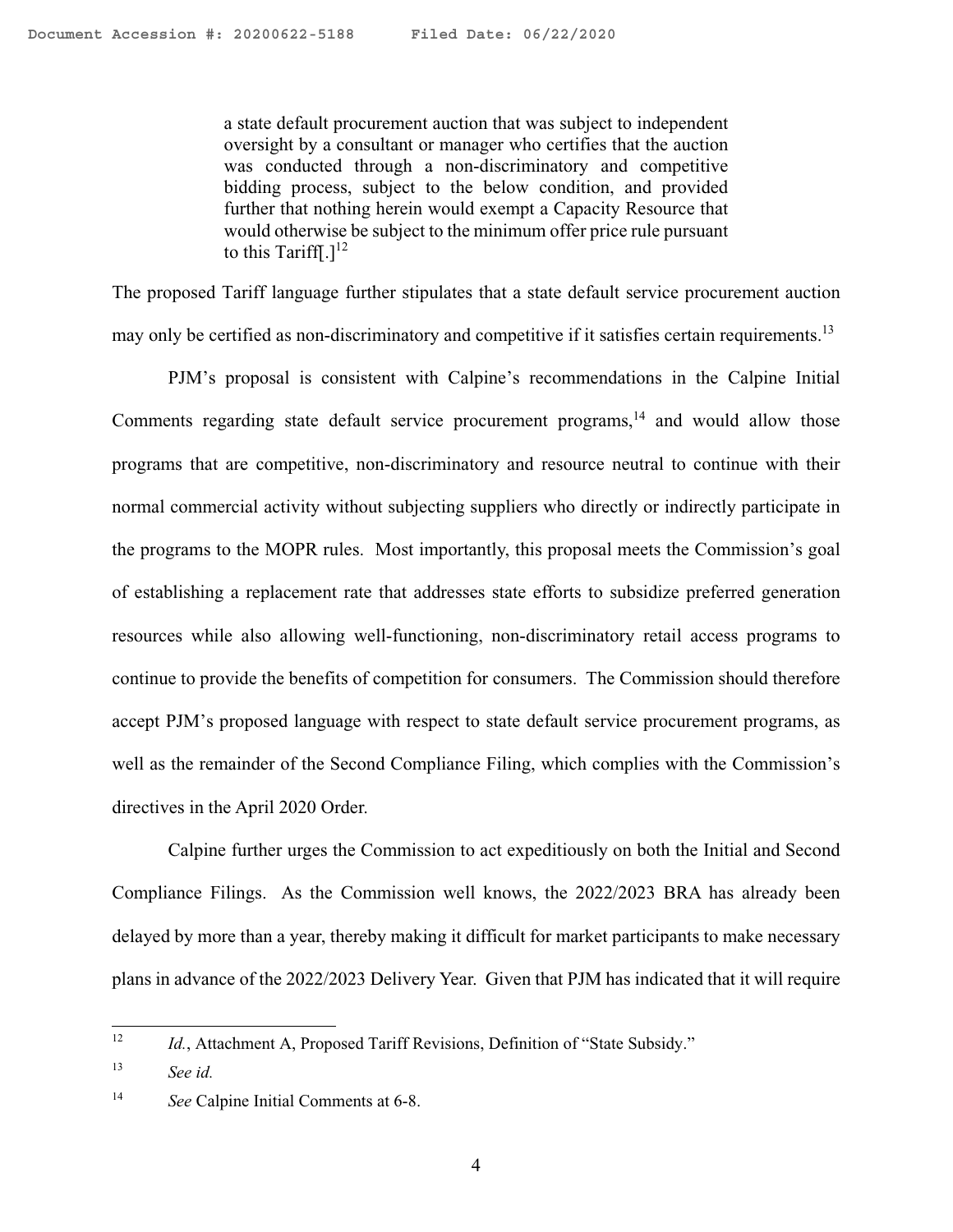> a state default procurement auction that was subject to independent oversight by a consultant or manager who certifies that the auction was conducted through a non-discriminatory and competitive bidding process, subject to the below condition, and provided further that nothing herein would exempt a Capacity Resource that would otherwise be subject to the minimum offer price rule pursuant to this Tariff[.][12]

The proposed Tariff language further stipulates that a state default service procurement auction may only be certified as non-discriminatory and competitive if it satisfies certain requirements.[13]

PJM's proposal is consistent with Calpine's recommendations in the Calpine Initial Comments regarding state default service procurement programs,[14] and would allow those programs that are competitive, non-discriminatory and resource neutral to continue with their normal commercial activity without subjecting suppliers who directly or indirectly participate in the programs to the MOPR rules. Most importantly, this proposal meets the Commission's goal of establishing a replacement rate that addresses state efforts to subsidize preferred generation resources while also allowing well-functioning, non-discriminatory retail access programs to continue to provide the benefits of competition for consumers. The Commission should therefore accept PJM's proposed language with respect to state default service procurement programs, as well as the remainder of the Second Compliance Filing, which complies with the Commission's directives in the April 2020 Order.

Calpine further urges the Commission to act expeditiously on both the Initial and Second Compliance Filings. As the Commission well knows, the 2022/2023 BRA has already been delayed by more than a year, thereby making it difficult for market participants to make necessary plans in advance of the 2022/2023 Delivery Year. Given that PJM has indicated that it will require

---

[12] *Id.*, Attachment A, Proposed Tariff Revisions, Definition of "State Subsidy."

[13] *See id.*

[14] *See* Calpine Initial Comments at 6-8.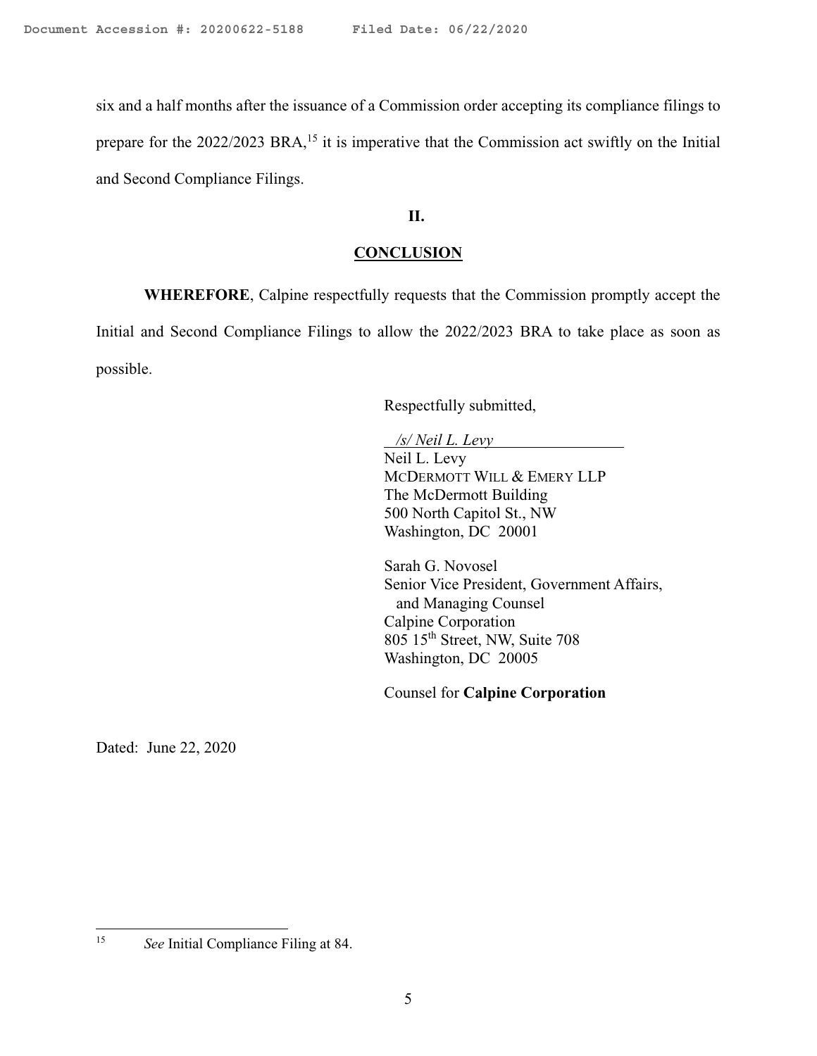six and a half months after the issuance of a Commission order accepting its compliance filings to prepare for the 2022/2023 BRA,[15] it is imperative that the Commission act swiftly on the Initial and Second Compliance Filings.

## II.

## CONCLUSION

**WHEREFORE**, Calpine respectfully requests that the Commission promptly accept the Initial and Second Compliance Filings to allow the 2022/2023 BRA to take place as soon as possible.

Respectfully submitted,

*/s/ Neil L. Levy*
Neil L. Levy
McDermott Will & Emery LLP
The McDermott Building
500 North Capitol St., NW
Washington, DC 20001

Sarah G. Novosel
Senior Vice President, Government Affairs, and Managing Counsel
Calpine Corporation
805 15th Street, NW, Suite 708
Washington, DC 20005

Counsel for **Calpine Corporation**

Dated: June 22, 2020

---

[15] *See* Initial Compliance Filing at 84.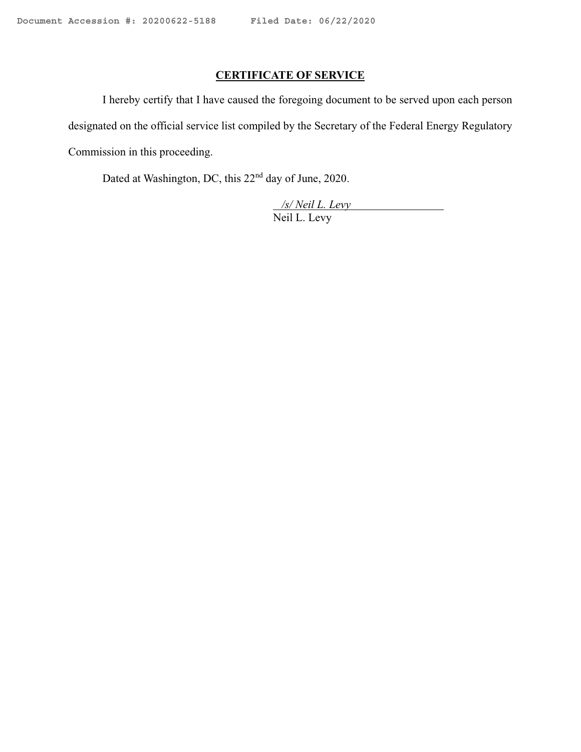## CERTIFICATE OF SERVICE

I hereby certify that I have caused the foregoing document to be served upon each person designated on the official service list compiled by the Secretary of the Federal Energy Regulatory Commission in this proceeding.

Dated at Washington, DC, this 22nd day of June, 2020.

*/s/ Neil L. Levy*
Neil L. Levy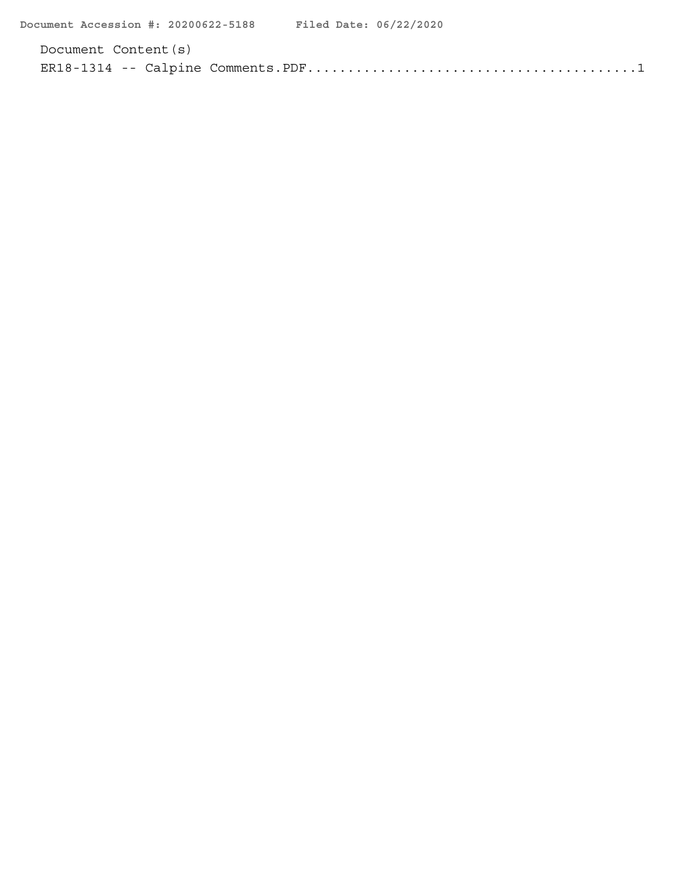Document Accession #: 20200622-5188      Filed Date: 06/22/2020

Document Content(s)

ER18-1314 -- Calpine Comments.PDF.........................................1